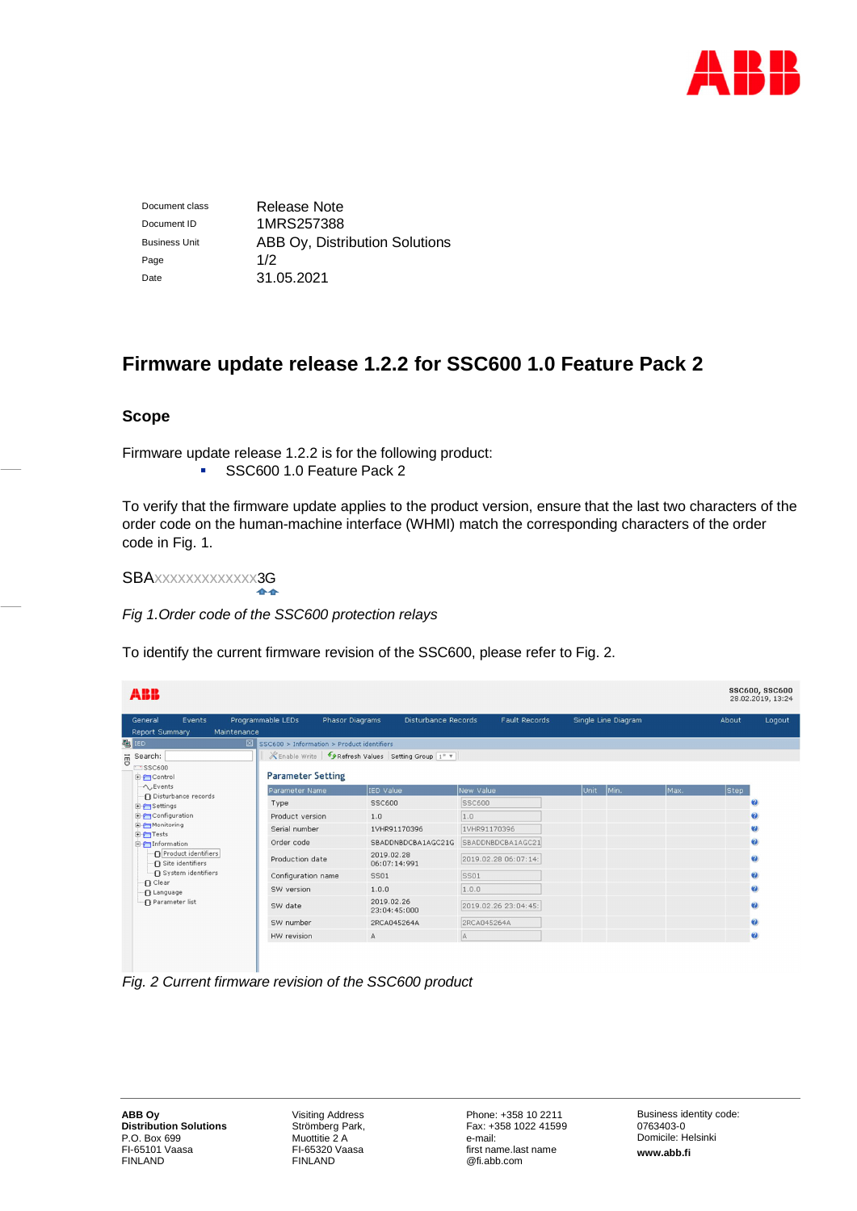| | |
|---|---|
| Document class | Release Note |
| Document ID | 1MRS257388 |
| Business Unit | ABB Oy, Distribution Solutions |
| Page | 1/2 |
| Date | 31.05.2021 |

# Firmware update release 1.2.2 for SSC600 1.0 Feature Pack 2

## Scope

Firmware update release 1.2.2 is for the following product:

- SSC600 1.0 Feature Pack 2

To verify that the firmware update applies to the product version, ensure that the last two characters of the order code on the human-machine interface (WHMI) match the corresponding characters of the order code in Fig. 1.

SBAxxxxxxxxxxxxxx3G

*Fig 1.Order code of the SSC600 protection relays*

To identify the current firmware revision of the SSC600, please refer to Fig. 2.

| Parameter Name | IED Value | New Value | Unit | Min. | Max. | Step |
|---|---|---|---|---|---|---|
| Type | SSC600 | SSC600 | | | | |
| Product version | 1.0 | 1.0 | | | | |
| Serial number | 1VHR91170396 | 1VHR91170396 | | | | |
| Order code | SBADDNBDCBA1AGC21G | SBADDNBDCBA1AGC21 | | | | |
| Production date | 2019.02.28 06:07:14:991 | 2019.02.28 06:07:14: | | | | |
| Configuration name | SS01 | SS01 | | | | |
| SW version | 1.0.0 | 1.0.0 | | | | |
| SW date | 2019.02.26 23:04:45:000 | 2019.02.26 23:04:45: | | | | |
| SW number | 2RCA045264A | 2RCA045264A | | | | |
| HW revision | A | A | | | | |

*Fig. 2 Current firmware revision of the SSC600 product*

**ABB Oy**
**Distribution Solutions**
P.O. Box 699
FI-65101 Vaasa
FINLAND

Visiting Address
Strömberg Park,
Muottitie 2 A
FI-65320 Vaasa
FINLAND

Phone: +358 10 2211
Fax: +358 1022 41599
e-mail:
first name.last name
@fi.abb.com

Business identity code:
0763403-0
Domicile: Helsinki
**www.abb.fi**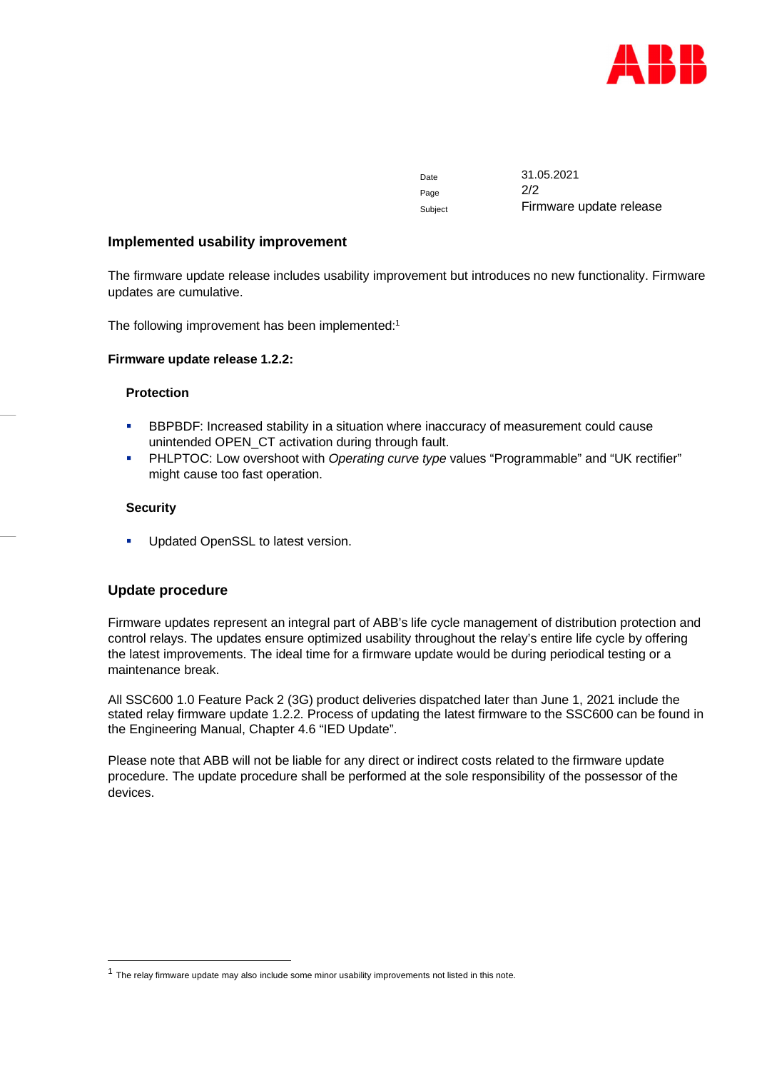Date 31.05.2021
Subject Firmware update release

## Implemented usability improvement

The firmware update release includes usability improvement but introduces no new functionality. Firmware updates are cumulative.

The following improvement has been implemented:[1]

### Firmware update release 1.2.2:

#### Protection

- BBPBDF: Increased stability in a situation where inaccuracy of measurement could cause unintended OPEN_CT activation during through fault.
- PHLPTOC: Low overshoot with *Operating curve type* values “Programmable” and “UK rectifier” might cause too fast operation.

#### Security

- Updated OpenSSL to latest version.

## Update procedure

Firmware updates represent an integral part of ABB’s life cycle management of distribution protection and control relays. The updates ensure optimized usability throughout the relay’s entire life cycle by offering the latest improvements. The ideal time for a firmware update would be during periodical testing or a maintenance break.

All SSC600 1.0 Feature Pack 2 (3G) product deliveries dispatched later than June 1, 2021 include the stated relay firmware update 1.2.2. Process of updating the latest firmware to the SSC600 can be found in the Engineering Manual, Chapter 4.6 “IED Update”.

Please note that ABB will not be liable for any direct or indirect costs related to the firmware update procedure. The update procedure shall be performed at the sole responsibility of the possessor of the devices.

[1] The relay firmware update may also include some minor usability improvements not listed in this note.